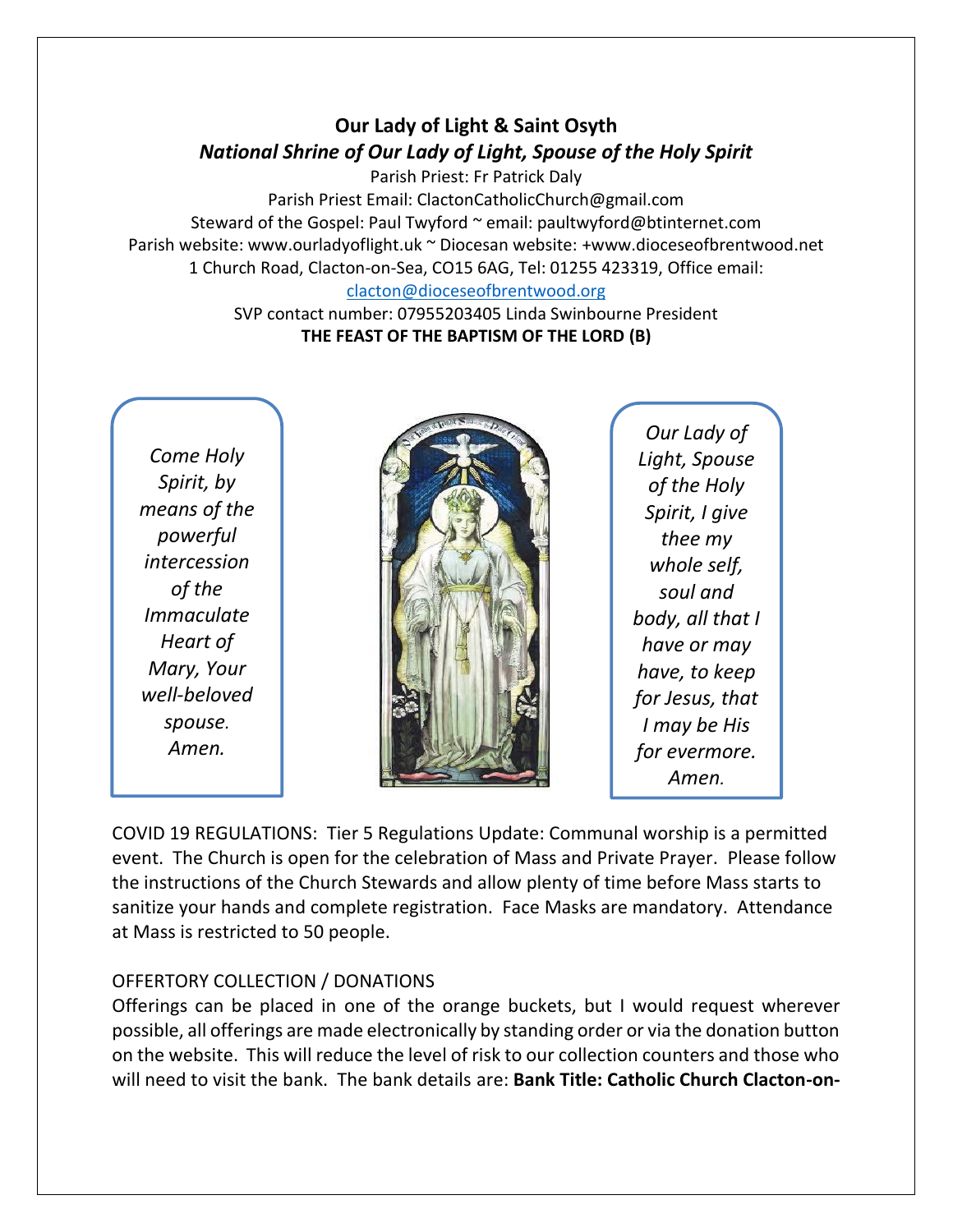# Our Lady of Light & Saint Osyth

## *National Shrine of Our Lady of Light, Spouse of the Holy Spirit*

Parish Priest: Fr Patrick Daly
Parish Priest Email: ClactonCatholicChurch@gmail.com
Steward of the Gospel: Paul Twyford ~ email: paultwyford@btinternet.com
Parish website: www.ourladyoflight.uk ~ Diocesan website: +www.dioceseofbrentwood.net
1 Church Road, Clacton-on-Sea, CO15 6AG, Tel: 01255 423319, Office email: clacton@dioceseofbrentwood.org
SVP contact number: 07955203405 Linda Swinbourne President

**THE FEAST OF THE BAPTISM OF THE LORD (B)**

*Come Holy Spirit, by means of the powerful intercession of the Immaculate Heart of Mary, Your well-beloved spouse. Amen.*

*Our Lady of Light, Spouse of the Holy Spirit, I give thee my whole self, soul and body, all that I have or may have, to keep for Jesus, that I may be His for evermore. Amen.*

COVID 19 REGULATIONS: Tier 5 Regulations Update: Communal worship is a permitted event. The Church is open for the celebration of Mass and Private Prayer. Please follow the instructions of the Church Stewards and allow plenty of time before Mass starts to sanitize your hands and complete registration. Face Masks are mandatory. Attendance at Mass is restricted to 50 people.

OFFERTORY COLLECTION / DONATIONS

Offerings can be placed in one of the orange buckets, but I would request wherever possible, all offerings are made electronically by standing order or via the donation button on the website. This will reduce the level of risk to our collection counters and those who will need to visit the bank. The bank details are: **Bank Title: Catholic Church Clacton-on-**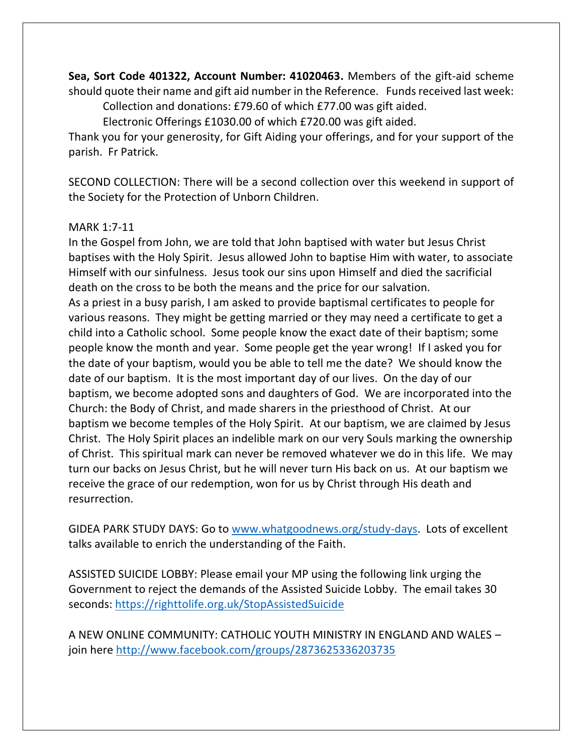**Sea, Sort Code 401322, Account Number: 41020463.** Members of the gift-aid scheme should quote their name and gift aid number in the Reference. Funds received last week:

Collection and donations: £79.60 of which £77.00 was gift aided.

Electronic Offerings £1030.00 of which £720.00 was gift aided.

Thank you for your generosity, for Gift Aiding your offerings, and for your support of the parish. Fr Patrick.

SECOND COLLECTION: There will be a second collection over this weekend in support of the Society for the Protection of Unborn Children.

MARK 1:7-11

In the Gospel from John, we are told that John baptised with water but Jesus Christ baptises with the Holy Spirit. Jesus allowed John to baptise Him with water, to associate Himself with our sinfulness. Jesus took our sins upon Himself and died the sacrificial death on the cross to be both the means and the price for our salvation.

As a priest in a busy parish, I am asked to provide baptismal certificates to people for various reasons. They might be getting married or they may need a certificate to get a child into a Catholic school. Some people know the exact date of their baptism; some people know the month and year. Some people get the year wrong! If I asked you for the date of your baptism, would you be able to tell me the date? We should know the date of our baptism. It is the most important day of our lives. On the day of our baptism, we become adopted sons and daughters of God. We are incorporated into the Church: the Body of Christ, and made sharers in the priesthood of Christ. At our baptism we become temples of the Holy Spirit. At our baptism, we are claimed by Jesus Christ. The Holy Spirit places an indelible mark on our very Souls marking the ownership of Christ. This spiritual mark can never be removed whatever we do in this life. We may turn our backs on Jesus Christ, but he will never turn His back on us. At our baptism we receive the grace of our redemption, won for us by Christ through His death and resurrection.

GIDEA PARK STUDY DAYS: Go to [www.whatgoodnews.org/study-days](www.whatgoodnews.org/study-days). Lots of excellent talks available to enrich the understanding of the Faith.

ASSISTED SUICIDE LOBBY: Please email your MP using the following link urging the Government to reject the demands of the Assisted Suicide Lobby. The email takes 30 seconds: [https://righttolife.org.uk/StopAssistedSuicide](https://righttolife.org.uk/StopAssistedSuicide)

A NEW ONLINE COMMUNITY: CATHOLIC YOUTH MINISTRY IN ENGLAND AND WALES – join here [http://www.facebook.com/groups/2873625336203735](http://www.facebook.com/groups/2873625336203735)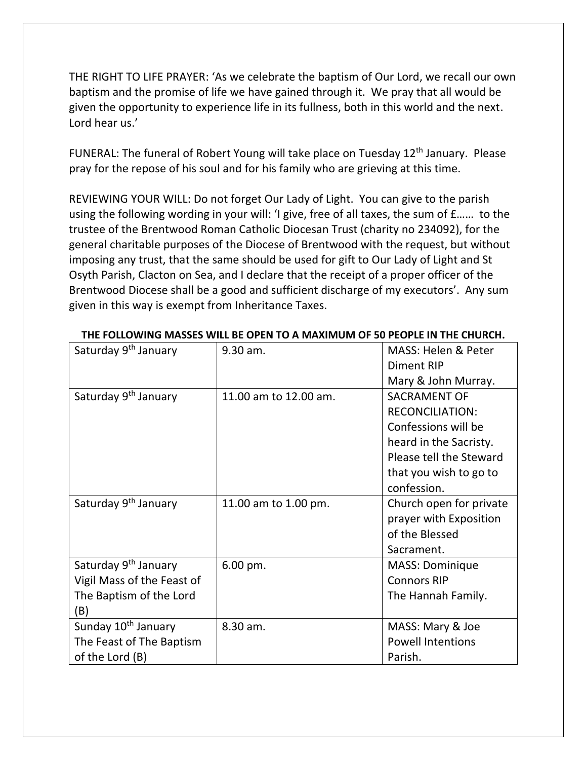THE RIGHT TO LIFE PRAYER: 'As we celebrate the baptism of Our Lord, we recall our own baptism and the promise of life we have gained through it. We pray that all would be given the opportunity to experience life in its fullness, both in this world and the next. Lord hear us.'

FUNERAL: The funeral of Robert Young will take place on Tuesday 12th January. Please pray for the repose of his soul and for his family who are grieving at this time.

REVIEWING YOUR WILL: Do not forget Our Lady of Light. You can give to the parish using the following wording in your will: 'I give, free of all taxes, the sum of £…… to the trustee of the Brentwood Roman Catholic Diocesan Trust (charity no 234092), for the general charitable purposes of the Diocese of Brentwood with the request, but without imposing any trust, that the same should be used for gift to Our Lady of Light and St Osyth Parish, Clacton on Sea, and I declare that the receipt of a proper officer of the Brentwood Diocese shall be a good and sufficient discharge of my executors'. Any sum given in this way is exempt from Inheritance Taxes.

**THE FOLLOWING MASSES WILL BE OPEN TO A MAXIMUM OF 50 PEOPLE IN THE CHURCH.**

| | | |
|---|---|---|
| Saturday 9th January | 9.30 am. | MASS: Helen & Peter Diment RIP<br>Mary & John Murray. |
| Saturday 9th January | 11.00 am to 12.00 am. | SACRAMENT OF RECONCILIATION: Confessions will be heard in the Sacristy. Please tell the Steward that you wish to go to confession. |
| Saturday 9th January | 11.00 am to 1.00 pm. | Church open for private prayer with Exposition of the Blessed Sacrament. |
| Saturday 9th January<br>Vigil Mass of the Feast of The Baptism of the Lord (B) | 6.00 pm. | MASS: Dominique Connors RIP<br>The Hannah Family. |
| Sunday 10th January<br>The Feast of The Baptism of the Lord (B) | 8.30 am. | MASS: Mary & Joe Powell Intentions<br>Parish. |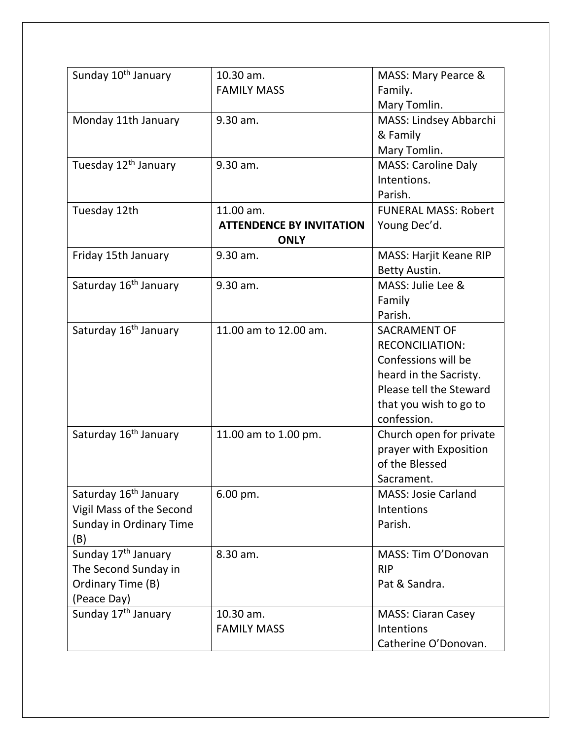| | | |
|---|---|---|
| Sunday 10th January | 10.30 am.<br>FAMILY MASS | MASS: Mary Pearce & Family.<br>Mary Tomlin. |
| Monday 11th January | 9.30 am. | MASS: Lindsey Abbarchi & Family<br>Mary Tomlin. |
| Tuesday 12th January | 9.30 am. | MASS: Caroline Daly Intentions.<br>Parish. |
| Tuesday 12th | 11.00 am.<br>**ATTENDENCE BY INVITATION ONLY** | FUNERAL MASS: Robert Young Dec'd. |
| Friday 15th January | 9.30 am. | MASS: Harjit Keane RIP<br>Betty Austin. |
| Saturday 16th January | 9.30 am. | MASS: Julie Lee & Family<br>Parish. |
| Saturday 16th January | 11.00 am to 12.00 am. | SACRAMENT OF RECONCILIATION: Confessions will be heard in the Sacristy. Please tell the Steward that you wish to go to confession. |
| Saturday 16th January | 11.00 am to 1.00 pm. | Church open for private prayer with Exposition of the Blessed Sacrament. |
| Saturday 16th January<br>Vigil Mass of the Second Sunday in Ordinary Time (B) | 6.00 pm. | MASS: Josie Carland Intentions<br>Parish. |
| Sunday 17th January<br>The Second Sunday in Ordinary Time (B)<br>(Peace Day) | 8.30 am. | MASS: Tim O'Donovan RIP<br>Pat & Sandra. |
| Sunday 17th January | 10.30 am.<br>FAMILY MASS | MASS: Ciaran Casey Intentions<br>Catherine O'Donovan. |